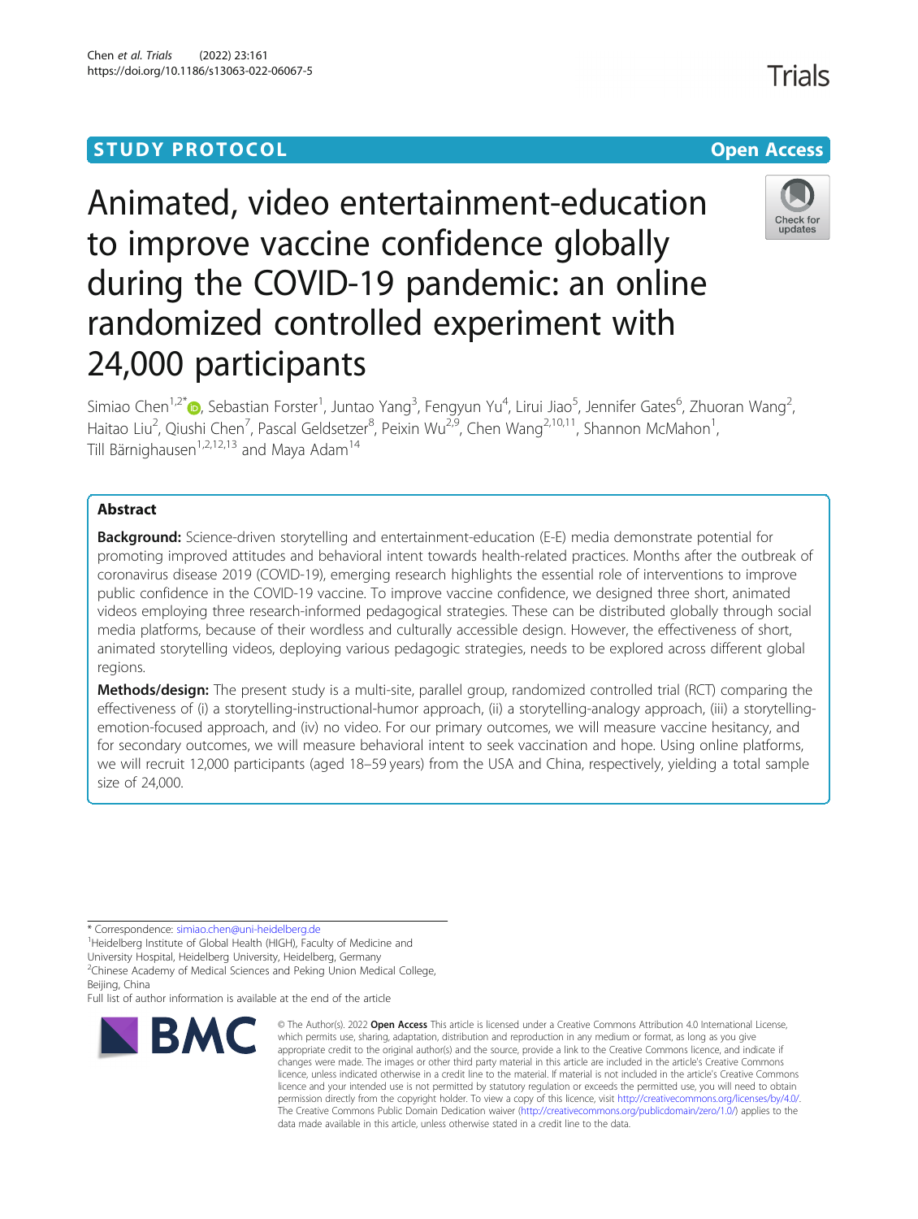STUDY PROTOCOL

Open Access

# Animated, video entertainment-education to improve vaccine confidence globally during the COVID-19 pandemic: an online randomized controlled experiment with 24,000 participants

Simiao Chen[1,2*], Sebastian Forster[1], Juntao Yang[3], Fengyun Yu[4], Lirui Jiao[5], Jennifer Gates[6], Zhuoran Wang[2], Haitao Liu[2], Qiushi Chen[7], Pascal Geldsetzer[8], Peixin Wu[2,9], Chen Wang[2,10,11], Shannon McMahon[1], Till Bärnighausen[1,2,12,13] and Maya Adam[14]

## Abstract

**Background:** Science-driven storytelling and entertainment-education (E-E) media demonstrate potential for promoting improved attitudes and behavioral intent towards health-related practices. Months after the outbreak of coronavirus disease 2019 (COVID-19), emerging research highlights the essential role of interventions to improve public confidence in the COVID-19 vaccine. To improve vaccine confidence, we designed three short, animated videos employing three research-informed pedagogical strategies. These can be distributed globally through social media platforms, because of their wordless and culturally accessible design. However, the effectiveness of short, animated storytelling videos, deploying various pedagogic strategies, needs to be explored across different global regions.

**Methods/design:** The present study is a multi-site, parallel group, randomized controlled trial (RCT) comparing the effectiveness of (i) a storytelling-instructional-humor approach, (ii) a storytelling-analogy approach, (iii) a storytelling-emotion-focused approach, and (iv) no video. For our primary outcomes, we will measure vaccine hesitancy, and for secondary outcomes, we will measure behavioral intent to seek vaccination and hope. Using online platforms, we will recruit 12,000 participants (aged 18–59 years) from the USA and China, respectively, yielding a total sample size of 24,000.

\* Correspondence: simiao.chen@uni-heidelberg.de

[1]Heidelberg Institute of Global Health (HIGH), Faculty of Medicine and University Hospital, Heidelberg University, Heidelberg, Germany

[2]Chinese Academy of Medical Sciences and Peking Union Medical College, Beijing, China

Full list of author information is available at the end of the article

© The Author(s). 2022 **Open Access** This article is licensed under a Creative Commons Attribution 4.0 International License, which permits use, sharing, adaptation, distribution and reproduction in any medium or format, as long as you give appropriate credit to the original author(s) and the source, provide a link to the Creative Commons licence, and indicate if changes were made. The images or other third party material in this article are included in the article's Creative Commons licence, unless indicated otherwise in a credit line to the material. If material is not included in the article's Creative Commons licence and your intended use is not permitted by statutory regulation or exceeds the permitted use, you will need to obtain permission directly from the copyright holder. To view a copy of this licence, visit http://creativecommons.org/licenses/by/4.0/. The Creative Commons Public Domain Dedication waiver (http://creativecommons.org/publicdomain/zero/1.0/) applies to the data made available in this article, unless otherwise stated in a credit line to the data.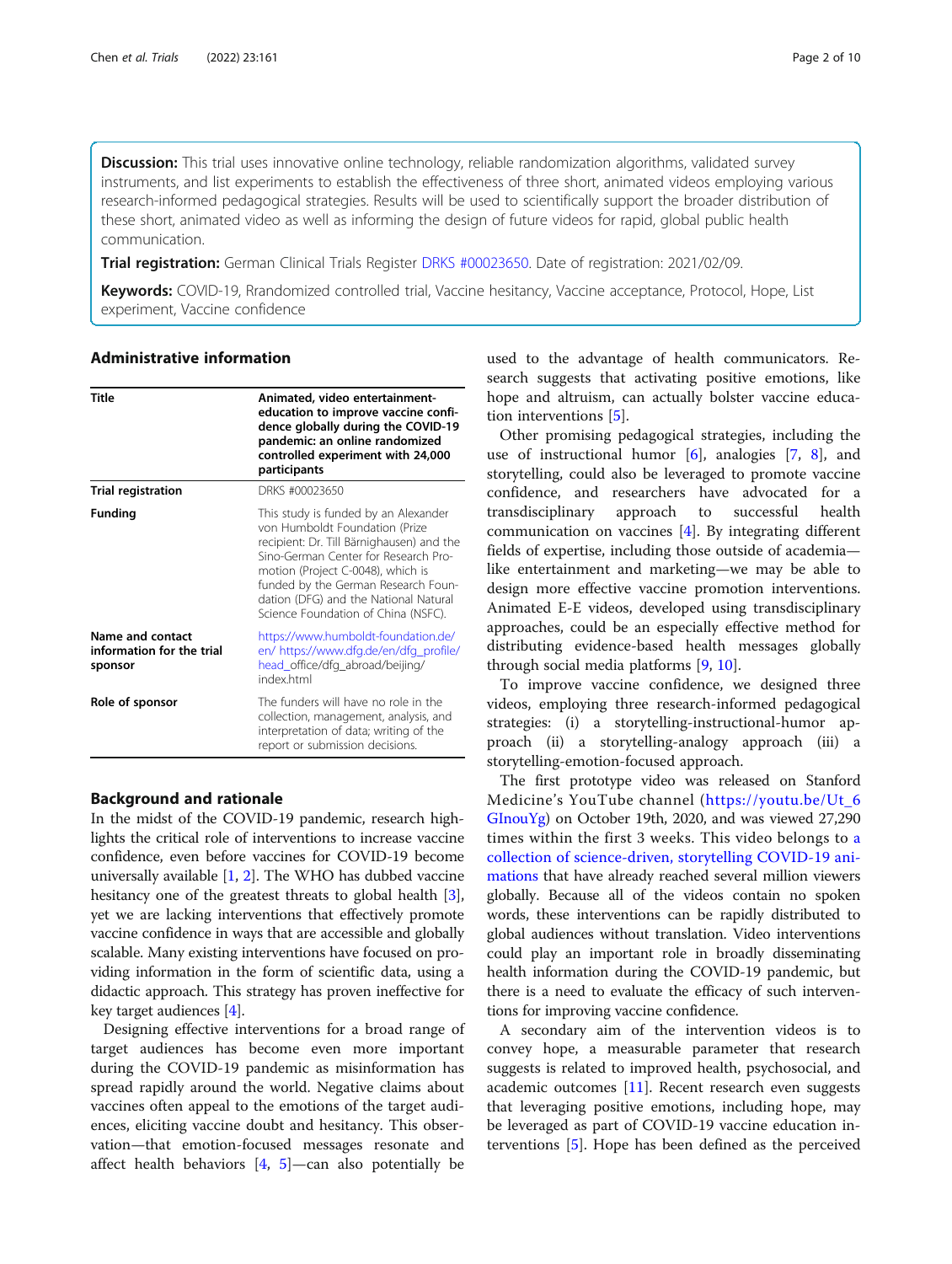**Discussion:** This trial uses innovative online technology, reliable randomization algorithms, validated survey instruments, and list experiments to establish the effectiveness of three short, animated videos employing various research-informed pedagogical strategies. Results will be used to scientifically support the broader distribution of these short, animated video as well as informing the design of future videos for rapid, global public health communication.

**Trial registration:** German Clinical Trials Register DRKS #00023650. Date of registration: 2021/02/09.

**Keywords:** COVID-19, Rrandomized controlled trial, Vaccine hesitancy, Vaccine acceptance, Protocol, Hope, List experiment, Vaccine confidence

## Administrative information

| Title | Animated, video entertainment-education to improve vaccine confidence globally during the COVID-19 pandemic: an online randomized controlled experiment with 24,000 participants |
|---|---|
| Trial registration | DRKS #00023650 |
| Funding | This study is funded by an Alexander von Humboldt Foundation (Prize recipient: Dr. Till Bärnighausen) and the Sino-German Center for Research Promotion (Project C-0048), which is funded by the German Research Foundation (DFG) and the National Natural Science Foundation of China (NSFC). |
| Name and contact information for the trial sponsor | https://www.humboldt-foundation.de/en/ https://www.dfg.de/en/dfg_profile/head_office/dfg_abroad/beijing/index.html |
| Role of sponsor | The funders will have no role in the collection, management, analysis, and interpretation of data; writing of the report or submission decisions. |

## Background and rationale

In the midst of the COVID-19 pandemic, research highlights the critical role of interventions to increase vaccine confidence, even before vaccines for COVID-19 become universally available [1, 2]. The WHO has dubbed vaccine hesitancy one of the greatest threats to global health [3], yet we are lacking interventions that effectively promote vaccine confidence in ways that are accessible and globally scalable. Many existing interventions have focused on providing information in the form of scientific data, using a didactic approach. This strategy has proven ineffective for key target audiences [4].

Designing effective interventions for a broad range of target audiences has become even more important during the COVID-19 pandemic as misinformation has spread rapidly around the world. Negative claims about vaccines often appeal to the emotions of the target audiences, eliciting vaccine doubt and hesitancy. This observation—that emotion-focused messages resonate and affect health behaviors [4, 5]—can also potentially be used to the advantage of health communicators. Research suggests that activating positive emotions, like hope and altruism, can actually bolster vaccine education interventions [5].

Other promising pedagogical strategies, including the use of instructional humor [6], analogies [7, 8], and storytelling, could also be leveraged to promote vaccine confidence, and researchers have advocated for a transdisciplinary approach to successful health communication on vaccines [4]. By integrating different fields of expertise, including those outside of academia—like entertainment and marketing—we may be able to design more effective vaccine promotion interventions. Animated E-E videos, developed using transdisciplinary approaches, could be an especially effective method for distributing evidence-based health messages globally through social media platforms [9, 10].

To improve vaccine confidence, we designed three videos, employing three research-informed pedagogical strategies: (i) a storytelling-instructional-humor approach (ii) a storytelling-analogy approach (iii) a storytelling-emotion-focused approach.

The first prototype video was released on Stanford Medicine's YouTube channel (https://youtu.be/Ut_6GInouYg) on October 19th, 2020, and was viewed 27,290 times within the first 3 weeks. This video belongs to a collection of science-driven, storytelling COVID-19 animations that have already reached several million viewers globally. Because all of the videos contain no spoken words, these interventions can be rapidly distributed to global audiences without translation. Video interventions could play an important role in broadly disseminating health information during the COVID-19 pandemic, but there is a need to evaluate the efficacy of such interventions for improving vaccine confidence.

A secondary aim of the intervention videos is to convey hope, a measurable parameter that research suggests is related to improved health, psychosocial, and academic outcomes [11]. Recent research even suggests that leveraging positive emotions, including hope, may be leveraged as part of COVID-19 vaccine education interventions [5]. Hope has been defined as the perceived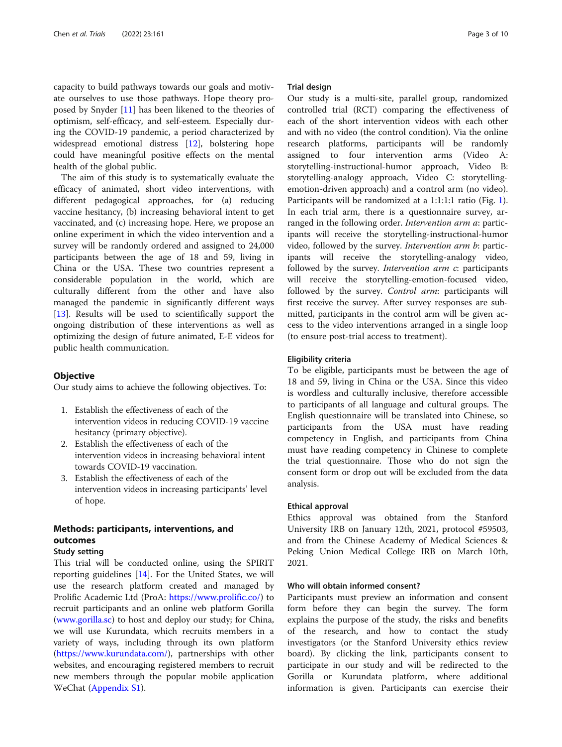capacity to build pathways towards our goals and motivate ourselves to use those pathways. Hope theory proposed by Snyder [11] has been likened to the theories of optimism, self-efficacy, and self-esteem. Especially during the COVID-19 pandemic, a period characterized by widespread emotional distress [12], bolstering hope could have meaningful positive effects on the mental health of the global public.

The aim of this study is to systematically evaluate the efficacy of animated, short video interventions, with different pedagogical approaches, for (a) reducing vaccine hesitancy, (b) increasing behavioral intent to get vaccinated, and (c) increasing hope. Here, we propose an online experiment in which the video intervention and a survey will be randomly ordered and assigned to 24,000 participants between the age of 18 and 59, living in China or the USA. These two countries represent a considerable population in the world, which are culturally different from the other and have also managed the pandemic in significantly different ways [13]. Results will be used to scientifically support the ongoing distribution of these interventions as well as optimizing the design of future animated, E-E videos for public health communication.

## Objective

Our study aims to achieve the following objectives. To:

1. Establish the effectiveness of each of the intervention videos in reducing COVID-19 vaccine hesitancy (primary objective).
2. Establish the effectiveness of each of the intervention videos in increasing behavioral intent towards COVID-19 vaccination.
3. Establish the effectiveness of each of the intervention videos in increasing participants' level of hope.

## Methods: participants, interventions, and outcomes

### Study setting

This trial will be conducted online, using the SPIRIT reporting guidelines [14]. For the United States, we will use the research platform created and managed by Prolific Academic Ltd (ProA: https://www.prolific.co/) to recruit participants and an online web platform Gorilla (www.gorilla.sc) to host and deploy our study; for China, we will use Kurundata, which recruits members in a variety of ways, including through its own platform (https://www.kurundata.com/), partnerships with other websites, and encouraging registered members to recruit new members through the popular mobile application WeChat (Appendix S1).

### Trial design

Our study is a multi-site, parallel group, randomized controlled trial (RCT) comparing the effectiveness of each of the short intervention videos with each other and with no video (the control condition). Via the online research platforms, participants will be randomly assigned to four intervention arms (Video A: storytelling-instructional-humor approach, Video B: storytelling-analogy approach, Video C: storytelling-emotion-driven approach) and a control arm (no video). Participants will be randomized at a 1:1:1:1 ratio (Fig. 1). In each trial arm, there is a questionnaire survey, arranged in the following order. *Intervention arm a*: participants will receive the storytelling-instructional-humor video, followed by the survey. *Intervention arm b*: participants will receive the storytelling-analogy video, followed by the survey. *Intervention arm c*: participants will receive the storytelling-emotion-focused video, followed by the survey. *Control arm*: participants will first receive the survey. After survey responses are submitted, participants in the control arm will be given access to the video interventions arranged in a single loop (to ensure post-trial access to treatment).

### Eligibility criteria

To be eligible, participants must be between the age of 18 and 59, living in China or the USA. Since this video is wordless and culturally inclusive, therefore accessible to participants of all language and cultural groups. The English questionnaire will be translated into Chinese, so participants from the USA must have reading competency in English, and participants from China must have reading competency in Chinese to complete the trial questionnaire. Those who do not sign the consent form or drop out will be excluded from the data analysis.

### Ethical approval

Ethics approval was obtained from the Stanford University IRB on January 12th, 2021, protocol #59503, and from the Chinese Academy of Medical Sciences & Peking Union Medical College IRB on March 10th, 2021.

### Who will obtain informed consent?

Participants must preview an information and consent form before they can begin the survey. The form explains the purpose of the study, the risks and benefits of the research, and how to contact the study investigators (or the Stanford University ethics review board). By clicking the link, participants consent to participate in our study and will be redirected to the Gorilla or Kurundata platform, where additional information is given. Participants can exercise their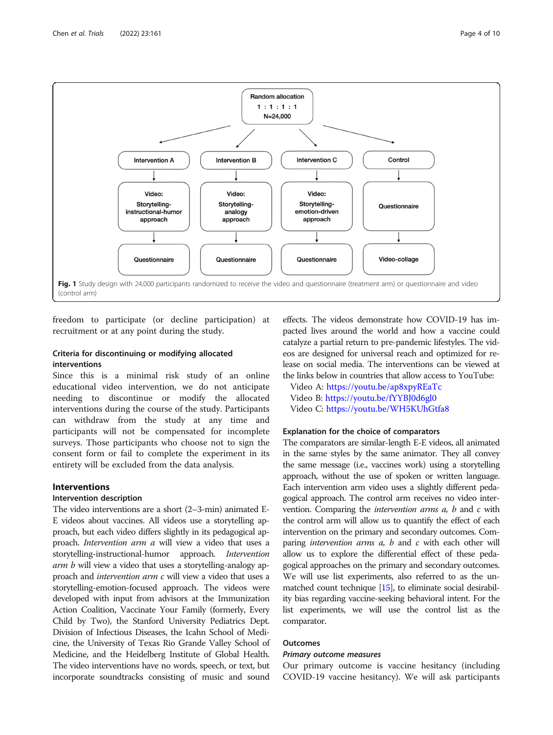Random allocation

1 : 1 : 1 : 1

N=24,000

| Intervention A | Intervention B | Intervention C | Control |
| --- | --- | --- | --- |
| Video: Storytelling-instructional-humor approach | Video: Storytelling-analogy approach | Video: Storytelling-emotion-driven approach | Questionnaire |
| Questionnaire | Questionnaire | Questionnaire | Video-collage |

**Fig. 1** Study design with 24,000 participants randomized to receive the video and questionnaire (treatment arm) or questionnaire and video (control arm)

freedom to participate (or decline participation) at recruitment or at any point during the study.

### Criteria for discontinuing or modifying allocated interventions

Since this is a minimal risk study of an online educational video intervention, we do not anticipate needing to discontinue or modify the allocated interventions during the course of the study. Participants can withdraw from the study at any time and participants will not be compensated for incomplete surveys. Those participants who choose not to sign the consent form or fail to complete the experiment in its entirety will be excluded from the data analysis.

## Interventions

### Intervention description

The video interventions are a short (2–3-min) animated E-E videos about vaccines. All videos use a storytelling approach, but each video differs slightly in its pedagogical approach. *Intervention arm a* will view a video that uses a storytelling-instructional-humor approach. *Intervention arm b* will view a video that uses a storytelling-analogy approach and *intervention arm c* will view a video that uses a storytelling-emotion-focused approach. The videos were developed with input from advisors at the Immunization Action Coalition, Vaccinate Your Family (formerly, Every Child by Two), the Stanford University Pediatrics Dept. Division of Infectious Diseases, the Icahn School of Medicine, the University of Texas Rio Grande Valley School of Medicine, and the Heidelberg Institute of Global Health. The video interventions have no words, speech, or text, but incorporate soundtracks consisting of music and sound effects. The videos demonstrate how COVID-19 has impacted lives around the world and how a vaccine could catalyze a partial return to pre-pandemic lifestyles. The videos are designed for universal reach and optimized for release on social media. The interventions can be viewed at the links below in countries that allow access to YouTube:

Video A: https://youtu.be/ap8xpyREaTc
Video B: https://youtu.be/fYYBJ0d6gl0
Video C: https://youtu.be/WH5KUhGtfa8

### Explanation for the choice of comparators

The comparators are similar-length E-E videos, all animated in the same styles by the same animator. They all convey the same message (i.e., vaccines work) using a storytelling approach, without the use of spoken or written language. Each intervention arm video uses a slightly different pedagogical approach. The control arm receives no video intervention. Comparing the *intervention arms a, b* and *c* with the control arm will allow us to quantify the effect of each intervention on the primary and secondary outcomes. Comparing *intervention arms a, b* and *c* with each other will allow us to explore the differential effect of these pedagogical approaches on the primary and secondary outcomes. We will use list experiments, also referred to as the unmatched count technique [15], to eliminate social desirability bias regarding vaccine-seeking behavioral intent. For the list experiments, we will use the control list as the comparator.

## Outcomes

### *Primary outcome measures*

Our primary outcome is vaccine hesitancy (including COVID-19 vaccine hesitancy). We will ask participants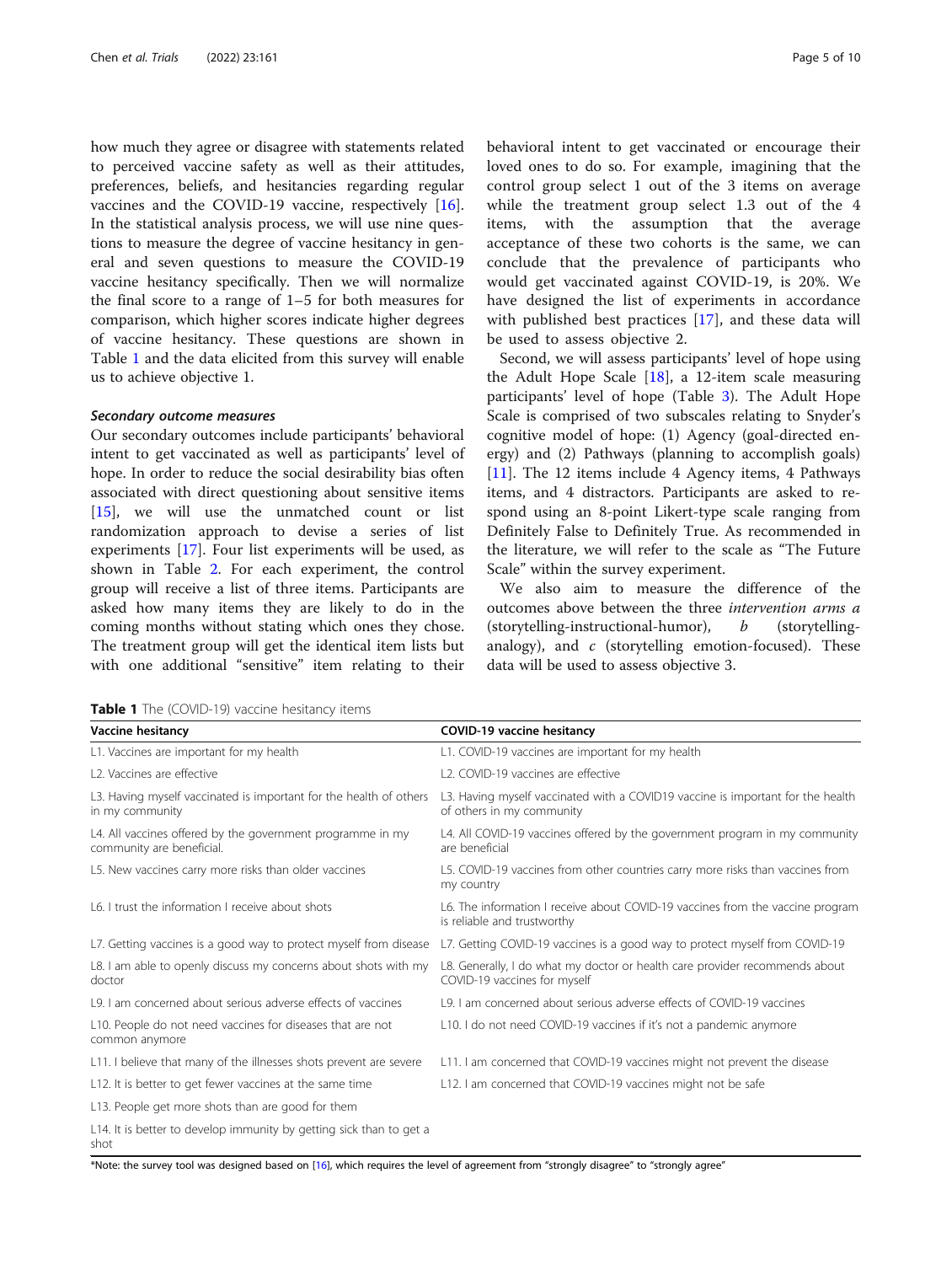how much they agree or disagree with statements related to perceived vaccine safety as well as their attitudes, preferences, beliefs, and hesitancies regarding regular vaccines and the COVID-19 vaccine, respectively [16]. In the statistical analysis process, we will use nine questions to measure the degree of vaccine hesitancy in general and seven questions to measure the COVID-19 vaccine hesitancy specifically. Then we will normalize the final score to a range of 1–5 for both measures for comparison, which higher scores indicate higher degrees of vaccine hesitancy. These questions are shown in Table 1 and the data elicited from this survey will enable us to achieve objective 1.

#### *Secondary outcome measures*

Our secondary outcomes include participants' behavioral intent to get vaccinated as well as participants' level of hope. In order to reduce the social desirability bias often associated with direct questioning about sensitive items [15], we will use the unmatched count or list randomization approach to devise a series of list experiments [17]. Four list experiments will be used, as shown in Table 2. For each experiment, the control group will receive a list of three items. Participants are asked how many items they are likely to do in the coming months without stating which ones they chose. The treatment group will get the identical item lists but with one additional "sensitive" item relating to their behavioral intent to get vaccinated or encourage their loved ones to do so. For example, imagining that the control group select 1 out of the 3 items on average while the treatment group select 1.3 out of the 4 items, with the assumption that the average acceptance of these two cohorts is the same, we can conclude that the prevalence of participants who would get vaccinated against COVID-19, is 20%. We have designed the list of experiments in accordance with published best practices [17], and these data will be used to assess objective 2.

Second, we will assess participants' level of hope using the Adult Hope Scale [18], a 12-item scale measuring participants' level of hope (Table 3). The Adult Hope Scale is comprised of two subscales relating to Snyder's cognitive model of hope: (1) Agency (goal-directed energy) and (2) Pathways (planning to accomplish goals) [11]. The 12 items include 4 Agency items, 4 Pathways items, and 4 distractors. Participants are asked to respond using an 8-point Likert-type scale ranging from Definitely False to Definitely True. As recommended in the literature, we will refer to the scale as "The Future Scale" within the survey experiment.

We also aim to measure the difference of the outcomes above between the three *intervention arms a* (storytelling-instructional-humor), *b* (storytelling-analogy), and *c* (storytelling emotion-focused). These data will be used to assess objective 3.

**Table 1** The (COVID-19) vaccine hesitancy items

| Vaccine hesitancy | COVID-19 vaccine hesitancy |
|---|---|
| L1. Vaccines are important for my health | L1. COVID-19 vaccines are important for my health |
| L2. Vaccines are effective | L2. COVID-19 vaccines are effective |
| L3. Having myself vaccinated is important for the health of others in my community | L3. Having myself vaccinated with a COVID19 vaccine is important for the health of others in my community |
| L4. All vaccines offered by the government programme in my community are beneficial. | L4. All COVID-19 vaccines offered by the government program in my community are beneficial |
| L5. New vaccines carry more risks than older vaccines | L5. COVID-19 vaccines from other countries carry more risks than vaccines from my country |
| L6. I trust the information I receive about shots | L6. The information I receive about COVID-19 vaccines from the vaccine program is reliable and trustworthy |
| L7. Getting vaccines is a good way to protect myself from disease | L7. Getting COVID-19 vaccines is a good way to protect myself from COVID-19 |
| L8. I am able to openly discuss my concerns about shots with my doctor | L8. Generally, I do what my doctor or health care provider recommends about COVID-19 vaccines for myself |
| L9. I am concerned about serious adverse effects of vaccines | L9. I am concerned about serious adverse effects of COVID-19 vaccines |
| L10. People do not need vaccines for diseases that are not common anymore | L10. I do not need COVID-19 vaccines if it's not a pandemic anymore |
| L11. I believe that many of the illnesses shots prevent are severe | L11. I am concerned that COVID-19 vaccines might not prevent the disease |
| L12. It is better to get fewer vaccines at the same time | L12. I am concerned that COVID-19 vaccines might not be safe |
| L13. People get more shots than are good for them | |
| L14. It is better to develop immunity by getting sick than to get a shot | |

*Note: the survey tool was designed based on [16], which requires the level of agreement from "strongly disagree" to "strongly agree"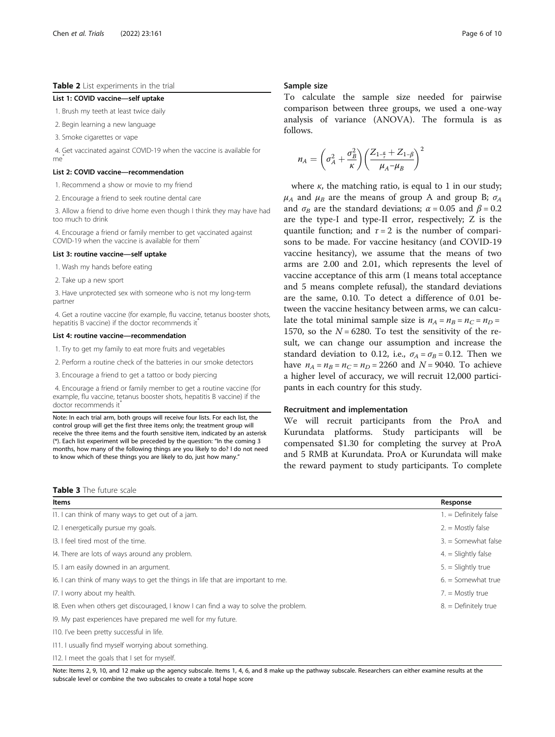**Table 2** List experiments in the trial

| **List 1: COVID vaccine—self uptake** |
| --- |
| 1. Brush my teeth at least twice daily |
| 2. Begin learning a new language |
| 3. Smoke cigarettes or vape |
| 4. Get vaccinated against COVID-19 when the vaccine is available for me* |
| **List 2: COVID vaccine—recommendation** |
| 1. Recommend a show or movie to my friend |
| 2. Encourage a friend to seek routine dental care |
| 3. Allow a friend to drive home even though I think they may have had too much to drink |
| 4. Encourage a friend or family member to get vaccinated against COVID-19 when the vaccine is available for them* |
| **List 3: routine vaccine—self uptake** |
| 1. Wash my hands before eating |
| 2. Take up a new sport |
| 3. Have unprotected sex with someone who is not my long-term partner |
| 4. Get a routine vaccine (for example, flu vaccine, tetanus booster shots, hepatitis B vaccine) if the doctor recommends it* |
| **List 4: routine vaccine—recommendation** |
| 1. Try to get my family to eat more fruits and vegetables |
| 2. Perform a routine check of the batteries in our smoke detectors |
| 3. Encourage a friend to get a tattoo or body piercing |
| 4. Encourage a friend or family member to get a routine vaccine (for example, flu vaccine, tetanus booster shots, hepatitis B vaccine) if the doctor recommends it* |

Note: In each trial arm, both groups will receive four lists. For each list, the control group will get the first three items only; the treatment group will receive the three items and the fourth sensitive item, indicated by an asterisk (*). Each list experiment will be preceded by the question: "In the coming 3 months, how many of the following things are you likely to do? I do not need to know which of these things you are likely to do, just how many."

## Sample size

To calculate the sample size needed for pairwise comparison between three groups, we used a one-way analysis of variance (ANOVA). The formula is as follows.

$$n_A = \left(\sigma_A^2 + \frac{\sigma_B^2}{\kappa}\right)\left(\frac{Z_{1-\frac{\alpha}{\tau}} + Z_{1-\beta}}{\mu_A - \mu_B}\right)^2$$

where $\kappa$, the matching ratio, is equal to 1 in our study; $\mu_A$ and $\mu_B$ are the means of group A and group B; $\sigma_A$ and $\sigma_B$ are the standard deviations; $\alpha = 0.05$ and $\beta = 0.2$ are the type-I and type-II error, respectively; Z is the quantile function; and $\tau = 2$ is the number of comparisons to be made. For vaccine hesitancy (and COVID-19 vaccine hesitancy), we assume that the means of two arms are 2.00 and 2.01, which represents the level of vaccine acceptance of this arm (1 means total acceptance and 5 means complete refusal), the standard deviations are the same, 0.10. To detect a difference of 0.01 between the vaccine hesitancy between arms, we can calculate the total minimal sample size is $n_A = n_B = n_C = n_D = 1570$, so the $N = 6280$. To test the sensitivity of the result, we can change our assumption and increase the standard deviation to 0.12, i.e., $\sigma_A = \sigma_B = 0.12$. Then we have $n_A = n_B = n_C = n_D = 2260$ and $N = 9040$. To achieve a higher level of accuracy, we will recruit 12,000 participants in each country for this study.

## Recruitment and implementation

We will recruit participants from the ProA and Kurundata platforms. Study participants will be compensated $1.30 for completing the survey at ProA and 5 RMB at Kurundata. ProA or Kurundata will make the reward payment to study participants. To complete

**Table 3** The future scale

| Items | Response |
| --- | --- |
| I1. I can think of many ways to get out of a jam. | 1. = Definitely false |
| I2. I energetically pursue my goals. | 2. = Mostly false |
| I3. I feel tired most of the time. | 3. = Somewhat false |
| I4. There are lots of ways around any problem. | 4. = Slightly false |
| I5. I am easily downed in an argument. | 5. = Slightly true |
| I6. I can think of many ways to get the things in life that are important to me. | 6. = Somewhat true |
| I7. I worry about my health. | 7. = Mostly true |
| I8. Even when others get discouraged, I know I can find a way to solve the problem. | 8. = Definitely true |
| I9. My past experiences have prepared me well for my future. | |
| I10. I've been pretty successful in life. | |
| I11. I usually find myself worrying about something. | |
| I12. I meet the goals that I set for myself. | |

Note: Items 2, 9, 10, and 12 make up the agency subscale. Items 1, 4, 6, and 8 make up the pathway subscale. Researchers can either examine results at the subscale level or combine the two subscales to create a total hope score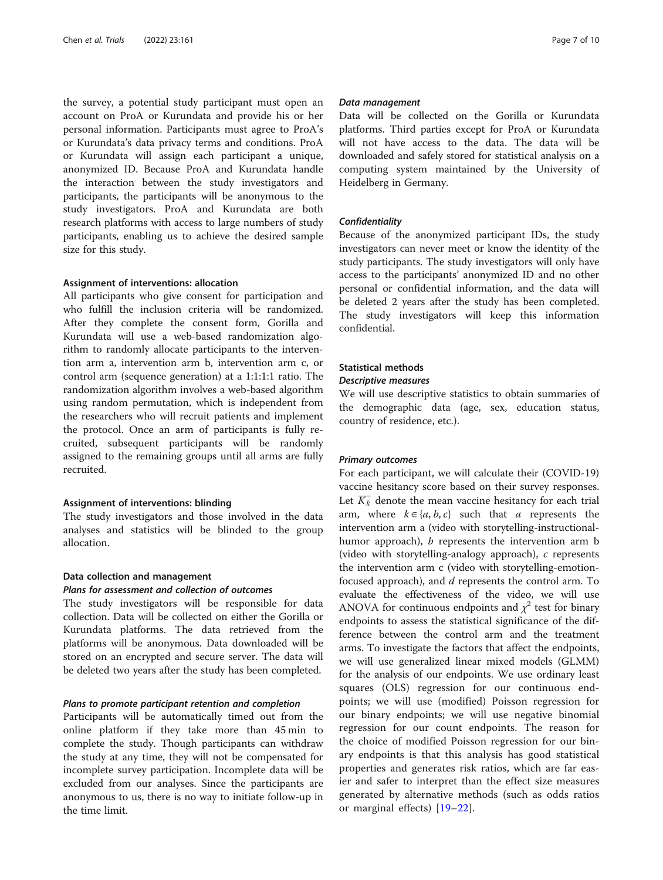the survey, a potential study participant must open an account on ProA or Kurundata and provide his or her personal information. Participants must agree to ProA's or Kurundata's data privacy terms and conditions. ProA or Kurundata will assign each participant a unique, anonymized ID. Because ProA and Kurundata handle the interaction between the study investigators and participants, the participants will be anonymous to the study investigators. ProA and Kurundata are both research platforms with access to large numbers of study participants, enabling us to achieve the desired sample size for this study.

### Assignment of interventions: allocation

All participants who give consent for participation and who fulfill the inclusion criteria will be randomized. After they complete the consent form, Gorilla and Kurundata will use a web-based randomization algorithm to randomly allocate participants to the intervention arm a, intervention arm b, intervention arm c, or control arm (sequence generation) at a 1:1:1:1 ratio. The randomization algorithm involves a web-based algorithm using random permutation, which is independent from the researchers who will recruit patients and implement the protocol. Once an arm of participants is fully recruited, subsequent participants will be randomly assigned to the remaining groups until all arms are fully recruited.

### Assignment of interventions: blinding

The study investigators and those involved in the data analyses and statistics will be blinded to the group allocation.

### Data collection and management

#### *Plans for assessment and collection of outcomes*

The study investigators will be responsible for data collection. Data will be collected on either the Gorilla or Kurundata platforms. The data retrieved from the platforms will be anonymous. Data downloaded will be stored on an encrypted and secure server. The data will be deleted two years after the study has been completed.

#### *Plans to promote participant retention and completion*

Participants will be automatically timed out from the online platform if they take more than 45 min to complete the study. Though participants can withdraw the study at any time, they will not be compensated for incomplete survey participation. Incomplete data will be excluded from our analyses. Since the participants are anonymous to us, there is no way to initiate follow-up in the time limit.

#### *Data management*

Data will be collected on the Gorilla or Kurundata platforms. Third parties except for ProA or Kurundata will not have access to the data. The data will be downloaded and safely stored for statistical analysis on a computing system maintained by the University of Heidelberg in Germany.

#### *Confidentiality*

Because of the anonymized participant IDs, the study investigators can never meet or know the identity of the study participants. The study investigators will only have access to the participants' anonymized ID and no other personal or confidential information, and the data will be deleted 2 years after the study has been completed. The study investigators will keep this information confidential.

### Statistical methods

#### *Descriptive measures*

We will use descriptive statistics to obtain summaries of the demographic data (age, sex, education status, country of residence, etc.).

#### *Primary outcomes*

For each participant, we will calculate their (COVID-19) vaccine hesitancy score based on their survey responses. Let $\overline{K_k}$ denote the mean vaccine hesitancy for each trial arm, where $k \in \{a, b, c\}$ such that $a$ represents the intervention arm a (video with storytelling-instructional-humor approach), $b$ represents the intervention arm b (video with storytelling-analogy approach), $c$ represents the intervention arm c (video with storytelling-emotion-focused approach), and $d$ represents the control arm. To evaluate the effectiveness of the video, we will use ANOVA for continuous endpoints and $\chi^2$ test for binary endpoints to assess the statistical significance of the difference between the control arm and the treatment arms. To investigate the factors that affect the endpoints, we will use generalized linear mixed models (GLMM) for the analysis of our endpoints. We use ordinary least squares (OLS) regression for our continuous endpoints; we will use (modified) Poisson regression for our binary endpoints; we will use negative binomial regression for our count endpoints. The reason for the choice of modified Poisson regression for our binary endpoints is that this analysis has good statistical properties and generates risk ratios, which are far easier and safer to interpret than the effect size measures generated by alternative methods (such as odds ratios or marginal effects) [19–22].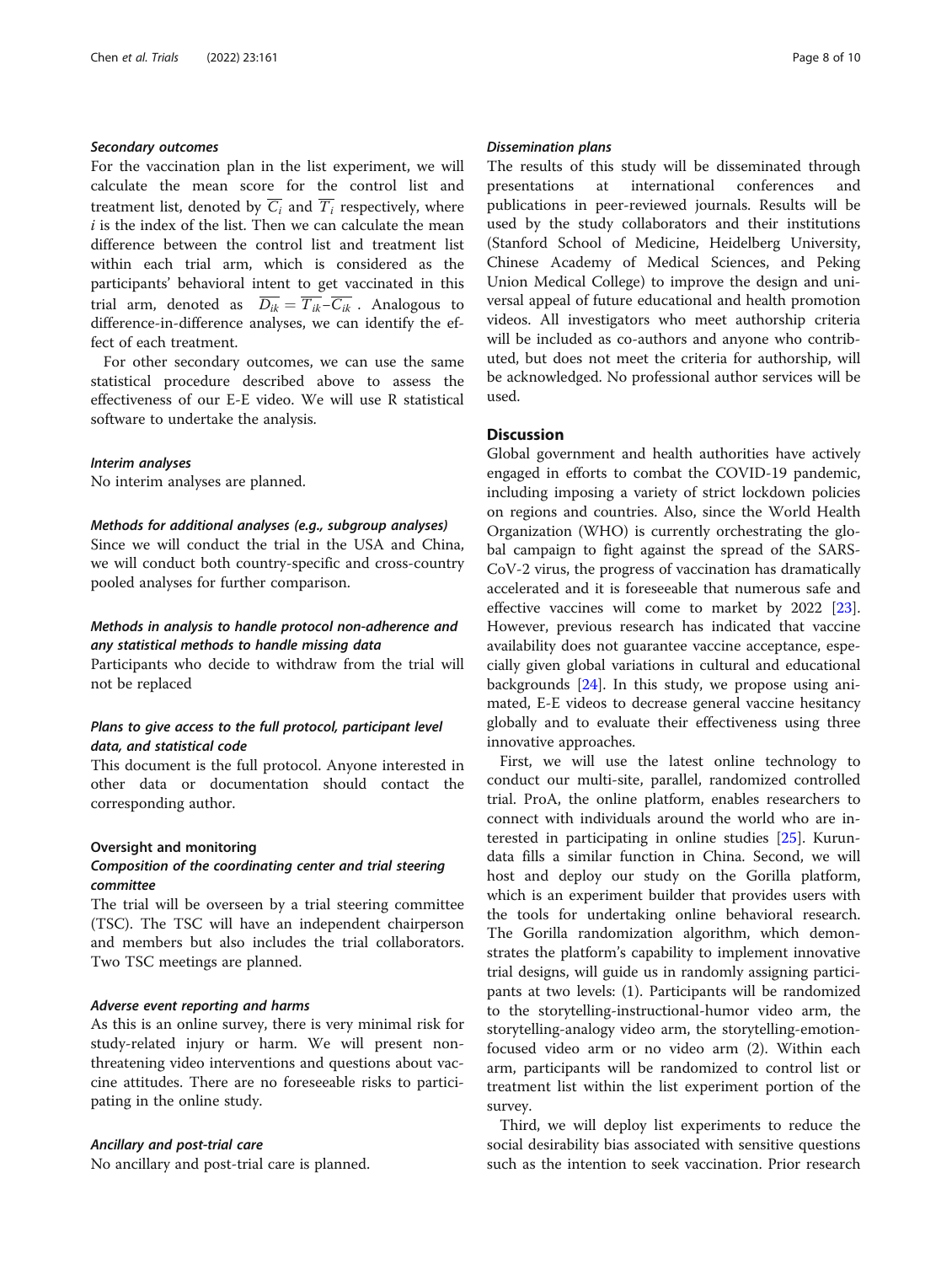#### Secondary outcomes

For the vaccination plan in the list experiment, we will calculate the mean score for the control list and treatment list, denoted by $\overline{C_i}$ and $\overline{T_i}$ respectively, where $i$ is the index of the list. Then we can calculate the mean difference between the control list and treatment list within each trial arm, which is considered as the participants' behavioral intent to get vaccinated in this trial arm, denoted as $\overline{D_{ik}} = \overline{T}_{ik} - \overline{C}_{ik}$ . Analogous to difference-in-difference analyses, we can identify the effect of each treatment.

For other secondary outcomes, we can use the same statistical procedure described above to assess the effectiveness of our E-E video. We will use R statistical software to undertake the analysis.

#### Interim analyses

No interim analyses are planned.

#### Methods for additional analyses (e.g., subgroup analyses)

Since we will conduct the trial in the USA and China, we will conduct both country-specific and cross-country pooled analyses for further comparison.

#### Methods in analysis to handle protocol non-adherence and any statistical methods to handle missing data

Participants who decide to withdraw from the trial will not be replaced

#### Plans to give access to the full protocol, participant level data, and statistical code

This document is the full protocol. Anyone interested in other data or documentation should contact the corresponding author.

### Oversight and monitoring

#### Composition of the coordinating center and trial steering committee

The trial will be overseen by a trial steering committee (TSC). The TSC will have an independent chairperson and members but also includes the trial collaborators. Two TSC meetings are planned.

#### Adverse event reporting and harms

As this is an online survey, there is very minimal risk for study-related injury or harm. We will present non-threatening video interventions and questions about vaccine attitudes. There are no foreseeable risks to participating in the online study.

#### Ancillary and post-trial care

No ancillary and post-trial care is planned.

#### Dissemination plans

The results of this study will be disseminated through presentations at international conferences and publications in peer-reviewed journals. Results will be used by the study collaborators and their institutions (Stanford School of Medicine, Heidelberg University, Chinese Academy of Medical Sciences, and Peking Union Medical College) to improve the design and universal appeal of future educational and health promotion videos. All investigators who meet authorship criteria will be included as co-authors and anyone who contributed, but does not meet the criteria for authorship, will be acknowledged. No professional author services will be used.

## Discussion

Global government and health authorities have actively engaged in efforts to combat the COVID-19 pandemic, including imposing a variety of strict lockdown policies on regions and countries. Also, since the World Health Organization (WHO) is currently orchestrating the global campaign to fight against the spread of the SARS-CoV-2 virus, the progress of vaccination has dramatically accelerated and it is foreseeable that numerous safe and effective vaccines will come to market by 2022 [23]. However, previous research has indicated that vaccine availability does not guarantee vaccine acceptance, especially given global variations in cultural and educational backgrounds [24]. In this study, we propose using animated, E-E videos to decrease general vaccine hesitancy globally and to evaluate their effectiveness using three innovative approaches.

First, we will use the latest online technology to conduct our multi-site, parallel, randomized controlled trial. ProA, the online platform, enables researchers to connect with individuals around the world who are interested in participating in online studies [25]. Kurundata fills a similar function in China. Second, we will host and deploy our study on the Gorilla platform, which is an experiment builder that provides users with the tools for undertaking online behavioral research. The Gorilla randomization algorithm, which demonstrates the platform's capability to implement innovative trial designs, will guide us in randomly assigning participants at two levels: (1). Participants will be randomized to the storytelling-instructional-humor video arm, the storytelling-analogy video arm, the storytelling-emotion-focused video arm or no video arm (2). Within each arm, participants will be randomized to control list or treatment list within the list experiment portion of the survey.

Third, we will deploy list experiments to reduce the social desirability bias associated with sensitive questions such as the intention to seek vaccination. Prior research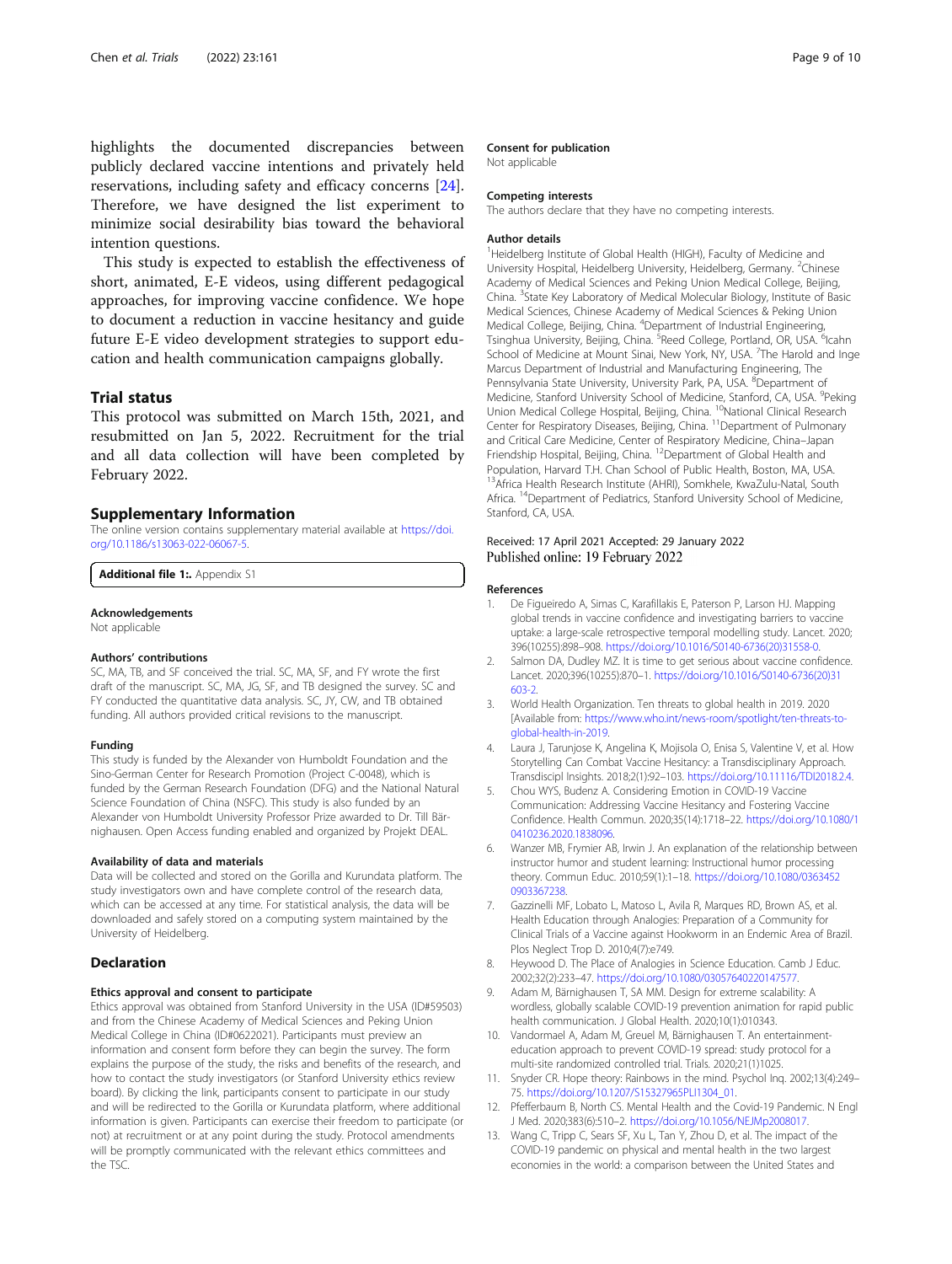highlights the documented discrepancies between publicly declared vaccine intentions and privately held reservations, including safety and efficacy concerns [24]. Therefore, we have designed the list experiment to minimize social desirability bias toward the behavioral intention questions.

This study is expected to establish the effectiveness of short, animated, E-E videos, using different pedagogical approaches, for improving vaccine confidence. We hope to document a reduction in vaccine hesitancy and guide future E-E video development strategies to support education and health communication campaigns globally.

## Trial status

This protocol was submitted on March 15th, 2021, and resubmitted on Jan 5, 2022. Recruitment for the trial and all data collection will have been completed by February 2022.

## Supplementary Information

The online version contains supplementary material available at https://doi.org/10.1186/s13063-022-06067-5.

**Additional file 1:.** Appendix S1

#### Acknowledgements

Not applicable

#### Authors' contributions

SC, MA, TB, and SF conceived the trial. SC, MA, SF, and FY wrote the first draft of the manuscript. SC, MA, JG, SF, and TB designed the survey. SC and FY conducted the quantitative data analysis. SC, JY, CW, and TB obtained funding. All authors provided critical revisions to the manuscript.

#### Funding

This study is funded by the Alexander von Humboldt Foundation and the Sino-German Center for Research Promotion (Project C-0048), which is funded by the German Research Foundation (DFG) and the National Natural Science Foundation of China (NSFC). This study is also funded by an Alexander von Humboldt University Professor Prize awarded to Dr. Till Bärnighausen. Open Access funding enabled and organized by Projekt DEAL.

#### Availability of data and materials

Data will be collected and stored on the Gorilla and Kurundata platform. The study investigators own and have complete control of the research data, which can be accessed at any time. For statistical analysis, the data will be downloaded and safely stored on a computing system maintained by the University of Heidelberg.

## Declaration

#### Ethics approval and consent to participate

Ethics approval was obtained from Stanford University in the USA (ID#59503) and from the Chinese Academy of Medical Sciences and Peking Union Medical College in China (ID#0622021). Participants must preview an information and consent form before they can begin the survey. The form explains the purpose of the study, the risks and benefits of the research, and how to contact the study investigators (or Stanford University ethics review board). By clicking the link, participants consent to participate in our study and will be redirected to the Gorilla or Kurundata platform, where additional information is given. Participants can exercise their freedom to participate (or not) at recruitment or at any point during the study. Protocol amendments will be promptly communicated with the relevant ethics committees and the TSC.

#### Consent for publication

Not applicable

#### Competing interests

The authors declare that they have no competing interests.

#### Author details

[1]Heidelberg Institute of Global Health (HIGH), Faculty of Medicine and University Hospital, Heidelberg University, Heidelberg, Germany. [2]Chinese Academy of Medical Sciences and Peking Union Medical College, Beijing, China. [3]State Key Laboratory of Medical Molecular Biology, Institute of Basic Medical Sciences, Chinese Academy of Medical Sciences & Peking Union Medical College, Beijing, China. [4]Department of Industrial Engineering, Tsinghua University, Beijing, China. [5]Reed College, Portland, OR, USA. [6]Icahn School of Medicine at Mount Sinai, New York, NY, USA. [7]The Harold and Inge Marcus Department of Industrial and Manufacturing Engineering, The Pennsylvania State University, University Park, PA, USA. [8]Department of Medicine, Stanford University School of Medicine, Stanford, CA, USA. [9]Peking Union Medical College Hospital, Beijing, China. [10]National Clinical Research Center for Respiratory Diseases, Beijing, China. [11]Department of Pulmonary and Critical Care Medicine, Center of Respiratory Medicine, China–Japan Friendship Hospital, Beijing, China. [12]Department of Global Health and Population, Harvard T.H. Chan School of Public Health, Boston, MA, USA. [13]Africa Health Research Institute (AHRI), Somkhele, KwaZulu-Natal, South Africa. [14]Department of Pediatrics, Stanford University School of Medicine, Stanford, CA, USA.

Received: 17 April 2021 Accepted: 29 January 2022
Published online: 19 February 2022

#### References

1. De Figueiredo A, Simas C, Karafillakis E, Paterson P, Larson HJ. Mapping global trends in vaccine confidence and investigating barriers to vaccine uptake: a large-scale retrospective temporal modelling study. Lancet. 2020; 396(10255):898–908. https://doi.org/10.1016/S0140-6736(20)31558-0.
2. Salmon DA, Dudley MZ. It is time to get serious about vaccine confidence. Lancet. 2020;396(10255):870–1. https://doi.org/10.1016/S0140-6736(20)31603-2.
3. World Health Organization. Ten threats to global health in 2019. 2020 [Available from: https://www.who.int/news-room/spotlight/ten-threats-to-global-health-in-2019.
4. Laura J, Tarunjose K, Angelina K, Mojisola O, Enisa S, Valentine V, et al. How Storytelling Can Combat Vaccine Hesitancy: a Transdisciplinary Approach. Transdiscipl Insights. 2018;2(1):92–103. https://doi.org/10.11116/TDI2018.2.4.
5. Chou WYS, Budenz A. Considering Emotion in COVID-19 Vaccine Communication: Addressing Vaccine Hesitancy and Fostering Vaccine Confidence. Health Commun. 2020;35(14):1718–22. https://doi.org/10.1080/10410236.2020.1838096.
6. Wanzer MB, Frymier AB, Irwin J. An explanation of the relationship between instructor humor and student learning: Instructional humor processing theory. Commun Educ. 2010;59(1):1–18. https://doi.org/10.1080/03634520903367238.
7. Gazzinelli MF, Lobato L, Matoso L, Avila R, Marques RD, Brown AS, et al. Health Education through Analogies: Preparation of a Community for Clinical Trials of a Vaccine against Hookworm in an Endemic Area of Brazil. Plos Neglect Trop D. 2010;4(7):e749.
8. Heywood D. The Place of Analogies in Science Education. Camb J Educ. 2002;32(2):233–47. https://doi.org/10.1080/03057640220147577.
9. Adam M, Bärnighausen T, SA MM. Design for extreme scalability: A wordless, globally scalable COVID-19 prevention animation for rapid public health communication. J Global Health. 2020;10(1):010343.
10. Vandormael A, Adam M, Greuel M, Bärnighausen T. An entertainment-education approach to prevent COVID-19 spread: study protocol for a multi-site randomized controlled trial. Trials. 2020;21(1)1025.
11. Snyder CR. Hope theory: Rainbows in the mind. Psychol Inq. 2002;13(4):249–75. https://doi.org/10.1207/S15327965PLI1304_01.
12. Pfefferbaum B, North CS. Mental Health and the Covid-19 Pandemic. N Engl J Med. 2020;383(6):510–2. https://doi.org/10.1056/NEJMp2008017.
13. Wang C, Tripp C, Sears SF, Xu L, Tan Y, Zhou D, et al. The impact of the COVID-19 pandemic on physical and mental health in the two largest economies in the world: a comparison between the United States and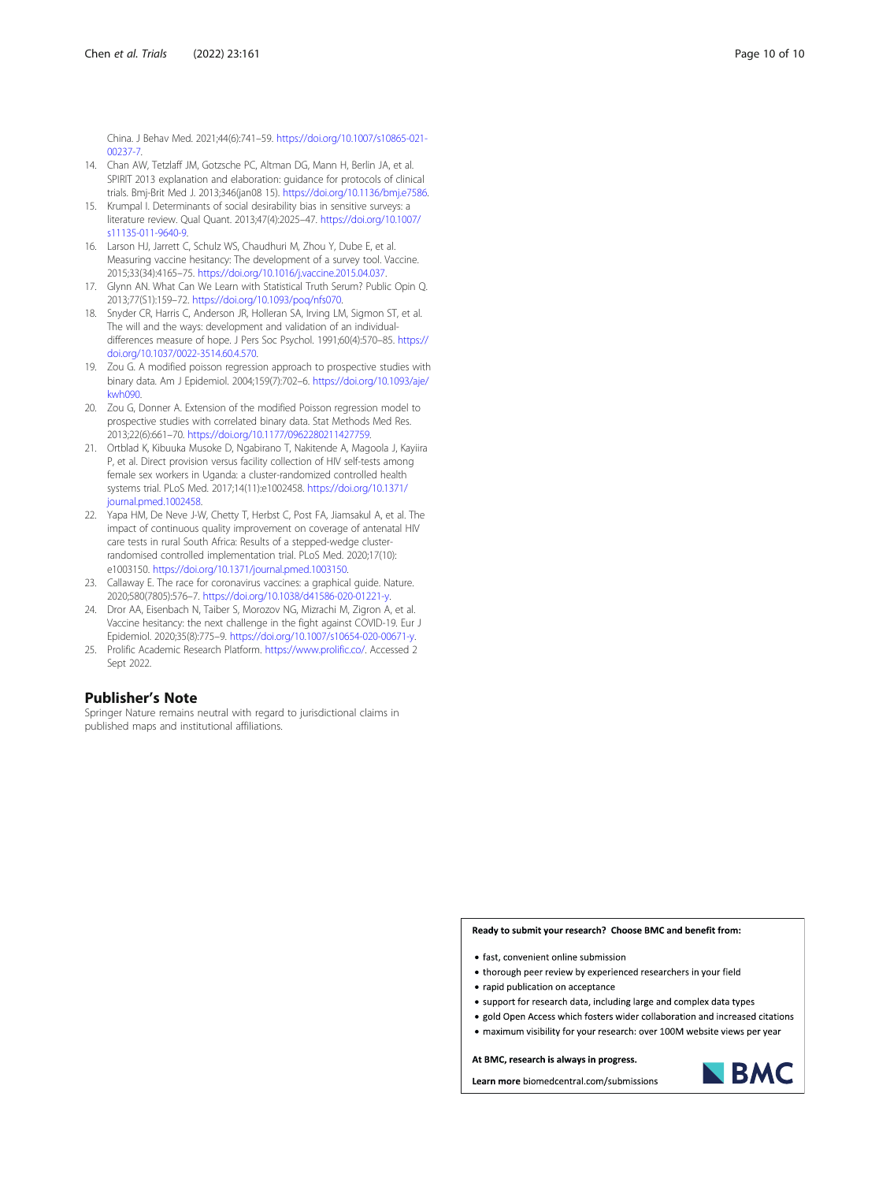China. J Behav Med. 2021;44(6):741–59. https://doi.org/10.1007/s10865-021-00237-7.

14. Chan AW, Tetzlaff JM, Gotzsche PC, Altman DG, Mann H, Berlin JA, et al. SPIRIT 2013 explanation and elaboration: guidance for protocols of clinical trials. Bmj-Brit Med J. 2013;346(jan08 15). https://doi.org/10.1136/bmj.e7586.
15. Krumpal I. Determinants of social desirability bias in sensitive surveys: a literature review. Qual Quant. 2013;47(4):2025–47. https://doi.org/10.1007/s11135-011-9640-9.
16. Larson HJ, Jarrett C, Schulz WS, Chaudhuri M, Zhou Y, Dube E, et al. Measuring vaccine hesitancy: The development of a survey tool. Vaccine. 2015;33(34):4165–75. https://doi.org/10.1016/j.vaccine.2015.04.037.
17. Glynn AN. What Can We Learn with Statistical Truth Serum? Public Opin Q. 2013;77(S1):159–72. https://doi.org/10.1093/poq/nfs070.
18. Snyder CR, Harris C, Anderson JR, Holleran SA, Irving LM, Sigmon ST, et al. The will and the ways: development and validation of an individual-differences measure of hope. J Pers Soc Psychol. 1991;60(4):570–85. https://doi.org/10.1037/0022-3514.60.4.570.
19. Zou G. A modified poisson regression approach to prospective studies with binary data. Am J Epidemiol. 2004;159(7):702–6. https://doi.org/10.1093/aje/kwh090.
20. Zou G, Donner A. Extension of the modified Poisson regression model to prospective studies with correlated binary data. Stat Methods Med Res. 2013;22(6):661–70. https://doi.org/10.1177/0962280211427759.
21. Ortblad K, Kibuuka Musoke D, Ngabirano T, Nakitende A, Magoola J, Kayiira P, et al. Direct provision versus facility collection of HIV self-tests among female sex workers in Uganda: a cluster-randomized controlled health systems trial. PLoS Med. 2017;14(11):e1002458. https://doi.org/10.1371/journal.pmed.1002458.
22. Yapa HM, De Neve J-W, Chetty T, Herbst C, Post FA, Jiamsakul A, et al. The impact of continuous quality improvement on coverage of antenatal HIV care tests in rural South Africa: Results of a stepped-wedge cluster-randomised controlled implementation trial. PLoS Med. 2020;17(10):e1003150. https://doi.org/10.1371/journal.pmed.1003150.
23. Callaway E. The race for coronavirus vaccines: a graphical guide. Nature. 2020;580(7805):576–7. https://doi.org/10.1038/d41586-020-01221-y.
24. Dror AA, Eisenbach N, Taiber S, Morozov NG, Mizrachi M, Zigron A, et al. Vaccine hesitancy: the next challenge in the fight against COVID-19. Eur J Epidemiol. 2020;35(8):775–9. https://doi.org/10.1007/s10654-020-00671-y.
25. Prolific Academic Research Platform. https://www.prolific.co/. Accessed 2 Sept 2022.

## Publisher's Note

Springer Nature remains neutral with regard to jurisdictional claims in published maps and institutional affiliations.

**Ready to submit your research? Choose BMC and benefit from:**

- fast, convenient online submission
- thorough peer review by experienced researchers in your field
- rapid publication on acceptance
- support for research data, including large and complex data types
- gold Open Access which fosters wider collaboration and increased citations
- maximum visibility for your research: over 100M website views per year

**At BMC, research is always in progress.**

**Learn more** biomedcentral.com/submissions

BMC